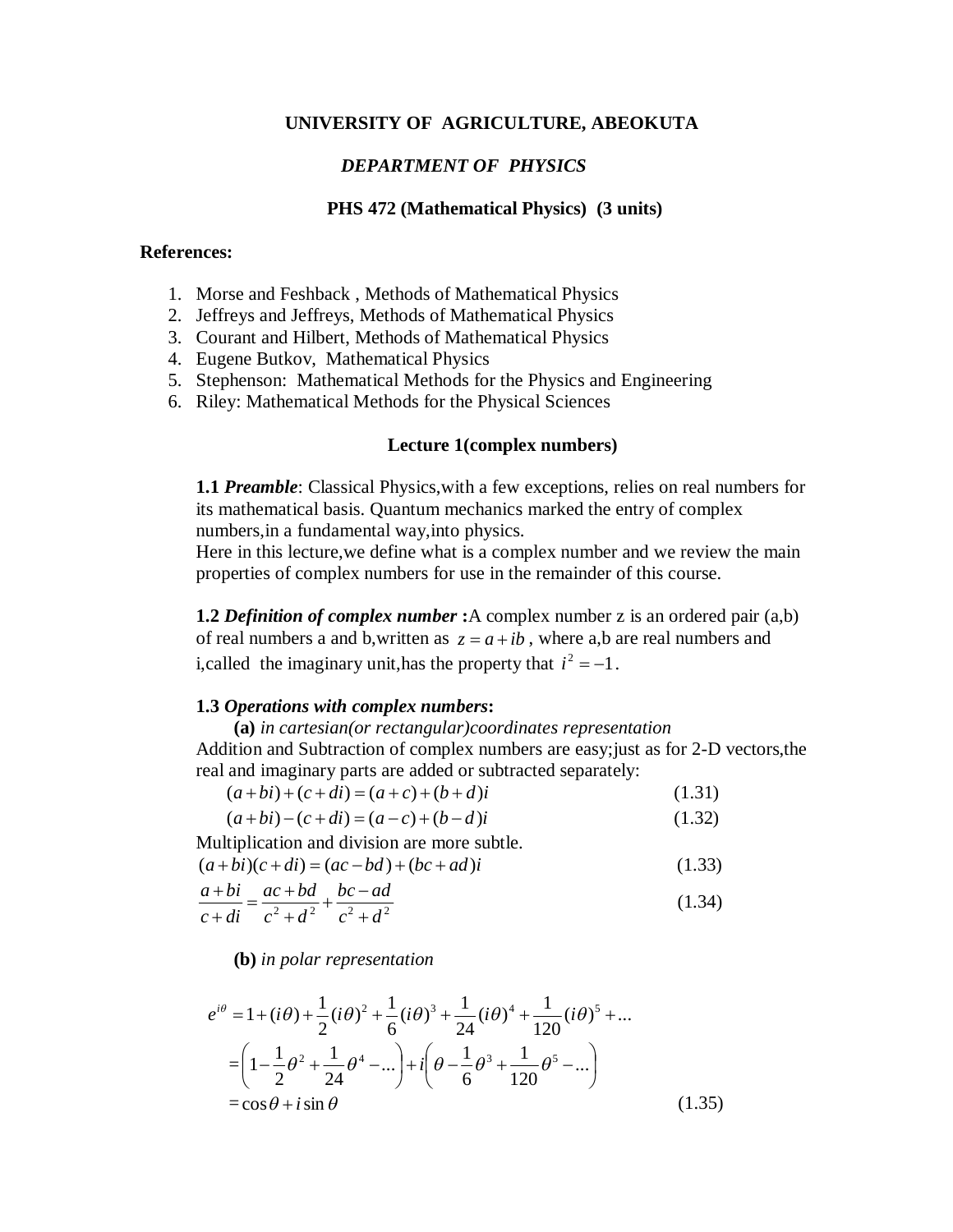# UNIVERSITY OF AGRICULTURE, ABEOKUTA

## *DEPARTMENT OF PHYSICS*

### PHS 472 (Mathematical Physics) (3 units)

**References:**

1. Morse and Feshback , Methods of Mathematical Physics
2. Jeffreys and Jeffreys, Methods of Mathematical Physics
3. Courant and Hilbert, Methods of Mathematical Physics
4. Eugene Butkov, Mathematical Physics
5. Stephenson: Mathematical Methods for the Physics and Engineering
6. Riley: Mathematical Methods for the Physical Sciences

### Lecture 1(complex numbers)

**1.1** ***Preamble***: Classical Physics,with a few exceptions, relies on real numbers for its mathematical basis. Quantum mechanics marked the entry of complex numbers,in a fundamental way,into physics.
Here in this lecture,we define what is a complex number and we review the main properties of complex numbers for use in the remainder of this course.

**1.2** ***Definition of complex number*** **:**A complex number z is an ordered pair (a,b) of real numbers a and b,written as $z = a + ib$ , where a,b are real numbers and i,called the imaginary unit,has the property that $i^2 = -1$.

**1.3** ***Operations with complex numbers*****:**

**(a)** *in cartesian(or rectangular)coordinates representation*

Addition and Subtraction of complex numbers are easy;just as for 2-D vectors,the real and imaginary parts are added or subtracted separately:

$$(a+bi)+(c+di)=(a+c)+(b+d)i \tag{1.31}$$

$$(a+bi)-(c+di)=(a-c)+(b-d)i \tag{1.32}$$

Multiplication and division are more subtle.

$$(a+bi)(c+di)=(ac-bd)+(bc+ad)i \tag{1.33}$$

$$\frac{a+bi}{c+di}=\frac{ac+bd}{c^2+d^2}+\frac{bc-ad}{c^2+d^2} \tag{1.34}$$

**(b)** *in polar representation*

$$\begin{aligned}
e^{i\theta} &= 1+(i\theta)+\frac{1}{2}(i\theta)^2+\frac{1}{6}(i\theta)^3+\frac{1}{24}(i\theta)^4+\frac{1}{120}(i\theta)^5+... \\
&= \left(1-\frac{1}{2}\theta^2+\frac{1}{24}\theta^4-...\right)+i\left(\theta-\frac{1}{6}\theta^3+\frac{1}{120}\theta^5-...\right) \\
&= \cos\theta + i\sin\theta
\end{aligned} \tag{1.35}$$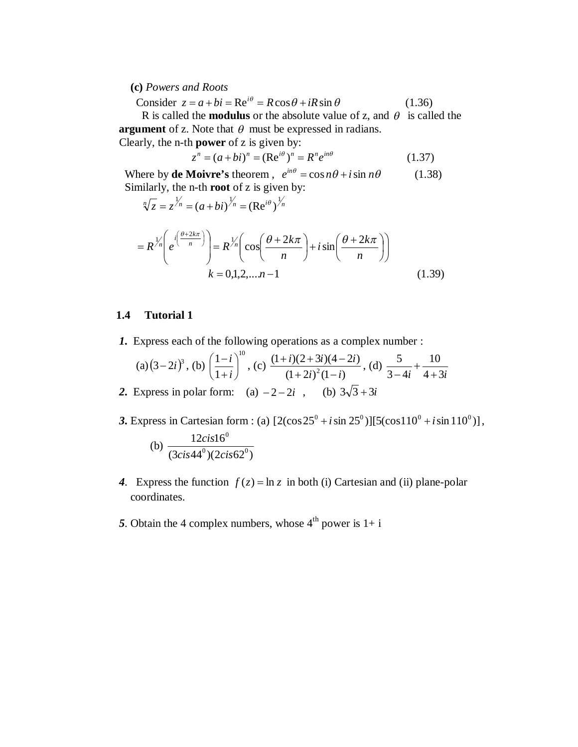**(c)** *Powers and Roots*

Consider $z = a + bi = \mathrm{Re}^{i\theta} = R\cos\theta + iR\sin\theta$ (1.36)

R is called the **modulus** or the absolute value of z, and $\theta$ is called the **argument** of z. Note that $\theta$ must be expressed in radians.

Clearly, the n-th **power** of z is given by:

$$z^n = (a+bi)^n = (\mathrm{Re}^{i\theta})^n = R^n e^{in\theta} \qquad (1.37)$$

Where by **de Moivre's** theorem , $e^{in\theta} = \cos n\theta + i\sin n\theta$ (1.38)

Similarly, the n-th **root** of z is given by:

$$\sqrt[n]{z} = z^{1/n} = (a+bi)^{1/n} = (\mathrm{Re}^{i\theta})^{1/n}$$

$$= R^{1/n}\left(e^{i\left(\frac{\theta+2k\pi}{n}\right)}\right) = R^{1/n}\left(\cos\left(\frac{\theta+2k\pi}{n}\right) + i\sin\left(\frac{\theta+2k\pi}{n}\right)\right)$$

$$k = 0,1,2,\ldots n-1 \qquad (1.39)$$

## 1.4 Tutorial 1

***1.*** Express each of the following operations as a complex number :

(a) $(3-2i)^3$, (b) $\left(\frac{1-i}{1+i}\right)^{10}$, (c) $\frac{(1+i)(2+3i)(4-2i)}{(1+2i)^2(1-i)}$, (d) $\frac{5}{3-4i} + \frac{10}{4+3i}$

***2.*** Express in polar form: (a) $-2-2i$ , (b) $3\sqrt{3}+3i$

***3.*** Express in Cartesian form : (a) $[2(\cos 25^0 + i\sin 25^0)][5(\cos 110^0 + i\sin 110^0)]$,

(b) $\frac{12cis16^0}{(3cis44^0)(2cis62^0)}$

***4***. Express the function $f(z) = \ln z$ in both (i) Cartesian and (ii) plane-polar coordinates.

***5***. Obtain the 4 complex numbers, whose 4$^{\text{th}}$ power is 1+ i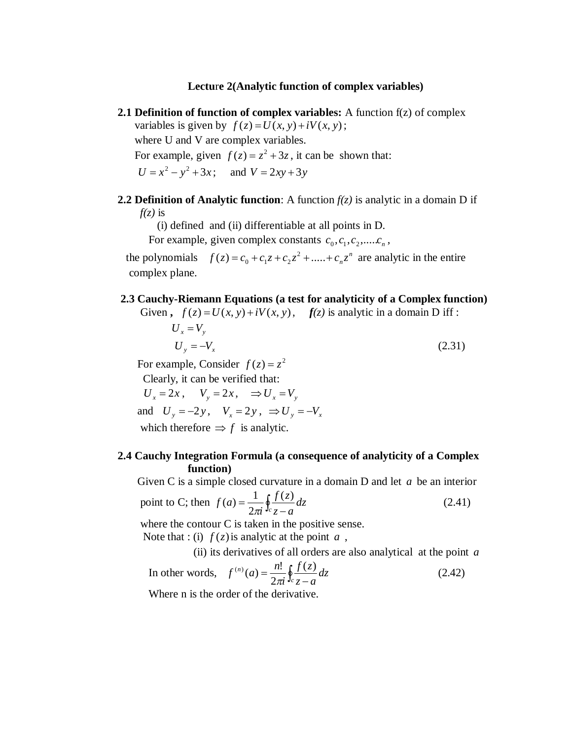**Lecture 2(Analytic function of complex variables)**

**2.1 Definition of function of complex variables:** A function f(z) of complex variables is given by $f(z) = U(x, y) + iV(x, y)$;
where U and V are complex variables.
For example, given $f(z) = z^2 + 3z$, it can be shown that:
$U = x^2 - y^2 + 3x$; and $V = 2xy + 3y$

**2.2 Definition of Analytic function**: A function *f(z)* is analytic in a domain D if *f(z)* is
(i) defined and (ii) differentiable at all points in D.
For example, given complex constants $c_0, c_1, c_2, .....c_n$,
the polynomials $f(z) = c_0 + c_1 z + c_2 z^2 + ..... + c_n z^n$ are analytic in the entire complex plane.

**2.3 Cauchy-Riemann Equations (a test for analyticity of a Complex function)**
Given **,** $f(z) = U(x, y) + iV(x, y)$, ***f****(z)* is analytic in a domain D iff :

$$U_x = V_y$$

$$U_y = -V_x \tag{2.31}$$

For example, Consider $f(z) = z^2$
Clearly, it can be verified that:
$U_x = 2x$, $V_y = 2x$, $\Rightarrow U_x = V_y$
and $U_y = -2y$, $V_x = 2y$, $\Rightarrow U_y = -V_x$
which therefore $\Rightarrow f$ is analytic.

**2.4 Cauchy Integration Formula (a consequence of analyticity of a Complex function)**
Given C is a simple closed curvature in a domain D and let $a$ be an interior point to C; then

$$f(a) = \frac{1}{2\pi i} \oint_c \frac{f(z)}{z - a} dz \tag{2.41}$$

where the contour C is taken in the positive sense.
Note that : (i) $f(z)$ is analytic at the point $a$,
(ii) its derivatives of all orders are also analytical at the point $a$
In other words,

$$f^{(n)}(a) = \frac{n!}{2\pi i} \oint_c \frac{f(z)}{z - a} dz \tag{2.42}$$

Where n is the order of the derivative.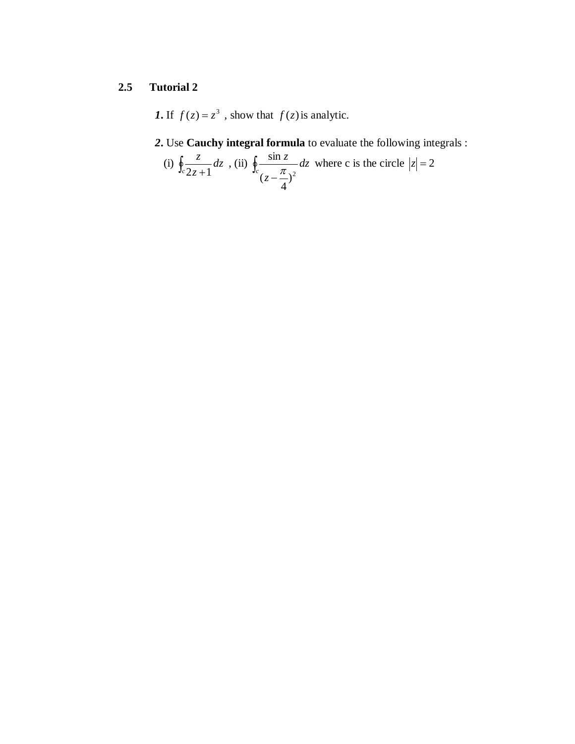## 2.5 Tutorial 2

***1.*** If $f(z) = z^3$ , show that $f(z)$ is analytic.

***2.*** Use **Cauchy integral formula** to evaluate the following integrals :

(i) $\oint_c \frac{z}{2z+1} dz$ , (ii) $\oint_c \frac{\sin z}{(z - \frac{\pi}{4})^2} dz$ where c is the circle $|z| = 2$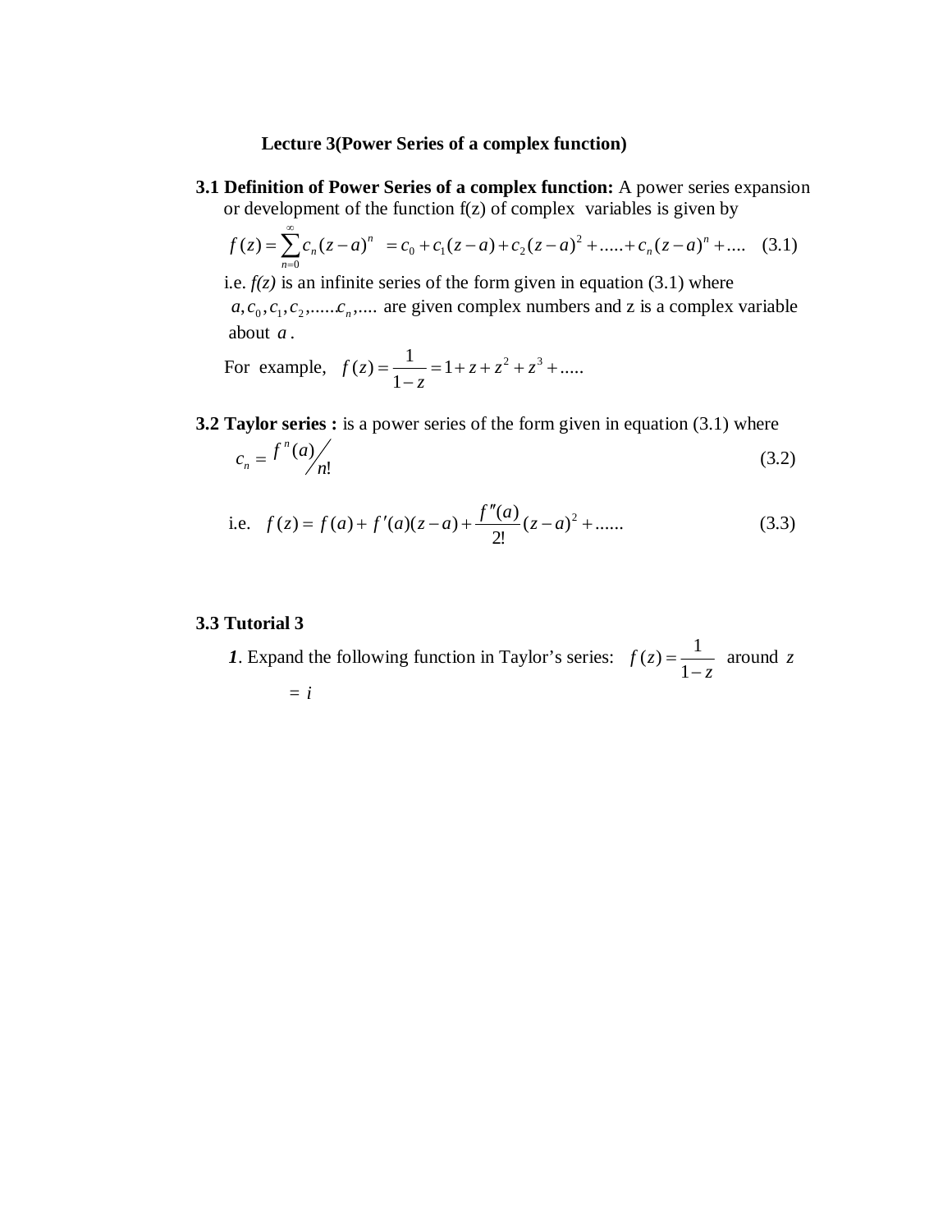**Lecture 3(Power Series of a complex function)**

**3.1 Definition of Power Series of a complex function:** A power series expansion or development of the function f(z) of complex variables is given by

$$f(z) = \sum_{n=0}^{\infty} c_n (z-a)^n \;\; = c_0 + c_1(z-a) + c_2(z-a)^2 + \ldots\ldots + c_n(z-a)^n + \ldots\ldots \quad (3.1)$$

i.e. *f(z)* is an infinite series of the form given in equation (3.1) where $a, c_0, c_1, c_2, \ldots\ldots c_n, \ldots\ldots$ are given complex numbers and z is a complex variable about $a$.

For example, $f(z) = \dfrac{1}{1-z} = 1 + z + z^2 + z^3 + \ldots\ldots$

**3.2 Taylor series :** is a power series of the form given in equation (3.1) where

$$c_n = \frac{f^n(a)}{n!} \quad (3.2)$$

i.e. $$f(z) = f(a) + f'(a)(z-a) + \frac{f''(a)}{2!}(z-a)^2 + \ldots\ldots \quad (3.3)$$

**3.3 Tutorial 3**

***1***. Expand the following function in Taylor's series: $f(z) = \dfrac{1}{1-z}$ around $z = i$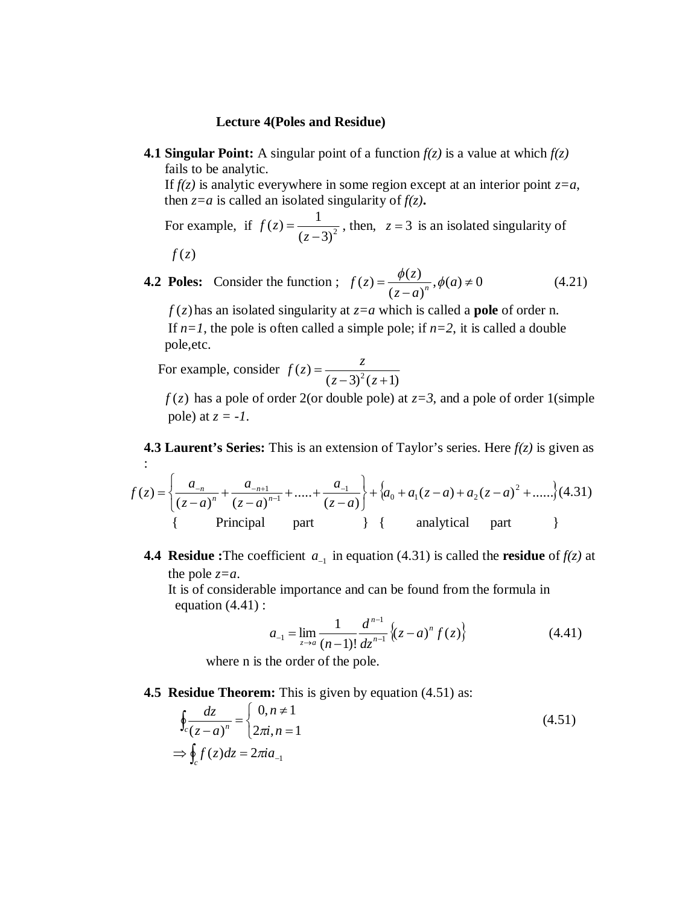# Lecture 4(Poles and Residue)

**4.1 Singular Point:** A singular point of a function *f(z)* is a value at which *f(z)* fails to be analytic.

If *f(z)* is analytic everywhere in some region except at an interior point *z=a*, then *z=a* is called an isolated singularity of ***f(z)*.**

For example, if $f(z) = \dfrac{1}{(z-3)^2}$ , then, $z = 3$ is an isolated singularity of $f(z)$

**4.2 Poles:** Consider the function ; $f(z) = \dfrac{\phi(z)}{(z-a)^n}, \phi(a) \neq 0$ (4.21)

$f(z)$ has an isolated singularity at *z=a* which is called a **pole** of order n.

If *n=1*, the pole is often called a simple pole; if *n=2*, it is called a double pole,etc.

For example, consider $f(z) = \dfrac{z}{(z-3)^2(z+1)}$

$f(z)$ has a pole of order 2(or double pole) at *z=3*, and a pole of order 1(simple pole) at *z = -1*.

**4.3 Laurent's Series:** This is an extension of Taylor's series. Here *f(z)* is given as :

$$f(z) = \left\{ \frac{a_{-n}}{(z-a)^n} + \frac{a_{-n+1}}{(z-a)^{n-1}} + .....+ \frac{a_{-1}}{(z-a)} \right\} + \left\{ a_0 + a_1(z-a) + a_2(z-a)^2 + ...... \right\} \quad (4.31)$$

{ Principal part } { analytical part }

**4.4 Residue :** The coefficient $a_{-1}$ in equation (4.31) is called the **residue** of *f(z)* at the pole *z=a*.

It is of considerable importance and can be found from the formula in equation (4.41) :

$$a_{-1} = \lim_{z \to a} \frac{1}{(n-1)!} \frac{d^{n-1}}{dz^{n-1}} \left\{ (z-a)^n f(z) \right\} \quad (4.41)$$

where n is the order of the pole.

**4.5 Residue Theorem:** This is given by equation (4.51) as:

$$\oint_c \frac{dz}{(z-a)^n} = \begin{cases} 0, n \neq 1 \\ 2\pi i, n = 1 \end{cases} \quad (4.51)$$

$$\Rightarrow \oint_c f(z) dz = 2\pi i a_{-1}$$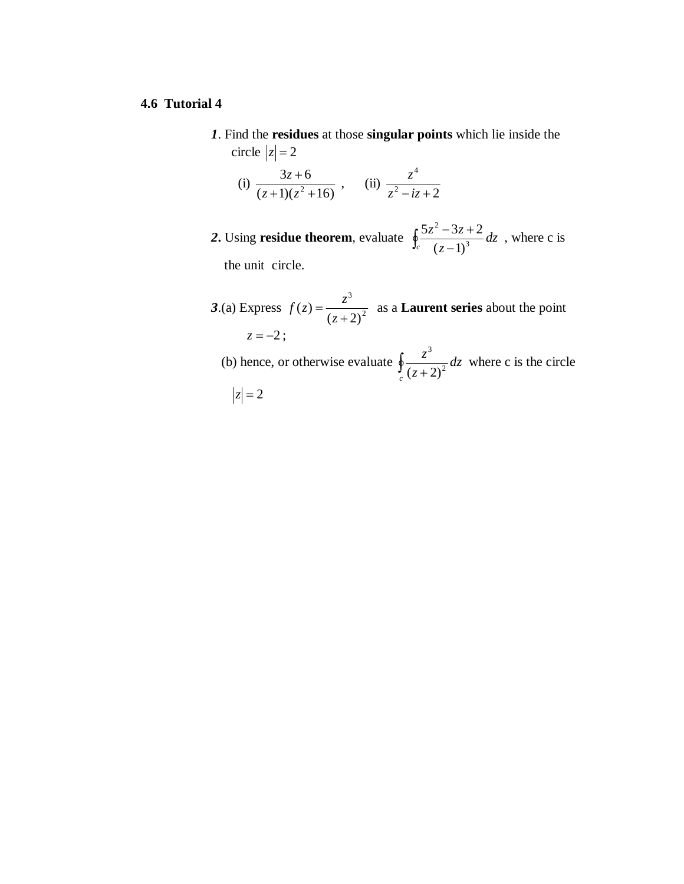### 4.6 Tutorial 4

***1***. Find the **residues** at those **singular points** which lie inside the circle $|z| = 2$

(i) $\dfrac{3z+6}{(z+1)(z^2+16)}$ , (ii) $\dfrac{z^4}{z^2 - iz + 2}$

***2.*** Using **residue theorem**, evaluate $\oint_c \dfrac{5z^2 - 3z + 2}{(z-1)^3} dz$ , where c is the unit circle.

***3***.(a) Express $f(z) = \dfrac{z^3}{(z+2)^2}$ as a **Laurent series** about the point $z = -2$;

(b) hence, or otherwise evaluate $\oint_c \dfrac{z^3}{(z+2)^2} dz$ where c is the circle $|z| = 2$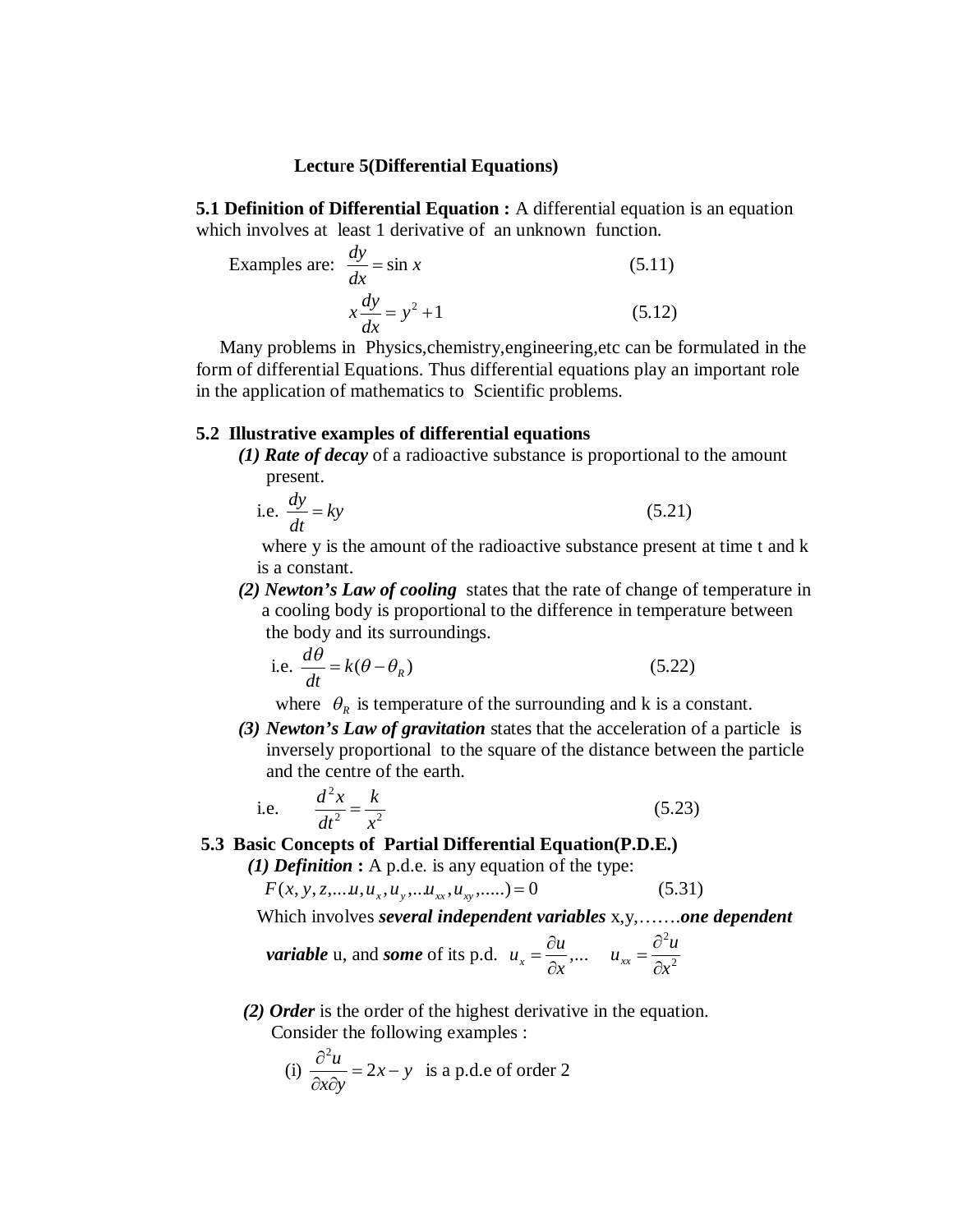## Lecture 5(Differential Equations)

**5.1 Definition of Differential Equation :** A differential equation is an equation which involves at least 1 derivative of an unknown function.

Examples are: $\dfrac{dy}{dx} = \sin x$ (5.11)

$x\dfrac{dy}{dx} = y^2 + 1$ (5.12)

Many problems in Physics,chemistry,engineering,etc can be formulated in the form of differential Equations. Thus differential equations play an important role in the application of mathematics to Scientific problems.

**5.2 Illustrative examples of differential equations**

***(1) Rate of decay*** of a radioactive substance is proportional to the amount present.

i.e. $\dfrac{dy}{dt} = ky$ (5.21)

where y is the amount of the radioactive substance present at time t and k is a constant.

***(2) Newton's Law of cooling*** states that the rate of change of temperature in a cooling body is proportional to the difference in temperature between the body and its surroundings.

i.e. $\dfrac{d\theta}{dt} = k(\theta - \theta_R)$ (5.22)

where $\theta_R$ is temperature of the surrounding and k is a constant.

***(3) Newton's Law of gravitation*** states that the acceleration of a particle is inversely proportional to the square of the distance between the particle and the centre of the earth.

i.e. $\dfrac{d^2x}{dt^2} = \dfrac{k}{x^2}$ (5.23)

**5.3 Basic Concepts of Partial Differential Equation(P.D.E.)**

***(1) Definition*** **:** A p.d.e. is any equation of the type:

$F(x, y, z, \ldots u, u_x, u_y, \ldots u_{xx}, u_{xy}, \ldots\ldots) = 0$ (5.31)

Which involves ***several independent variables*** x,y,……..***one dependent variable*** u, and ***some*** of its p.d. $u_x = \dfrac{\partial u}{\partial x}, \ldots \quad u_{xx} = \dfrac{\partial^2 u}{\partial x^2}$

***(2) Order*** is the order of the highest derivative in the equation.
Consider the following examples :

(i) $\dfrac{\partial^2 u}{\partial x \partial y} = 2x - y$ is a p.d.e of order 2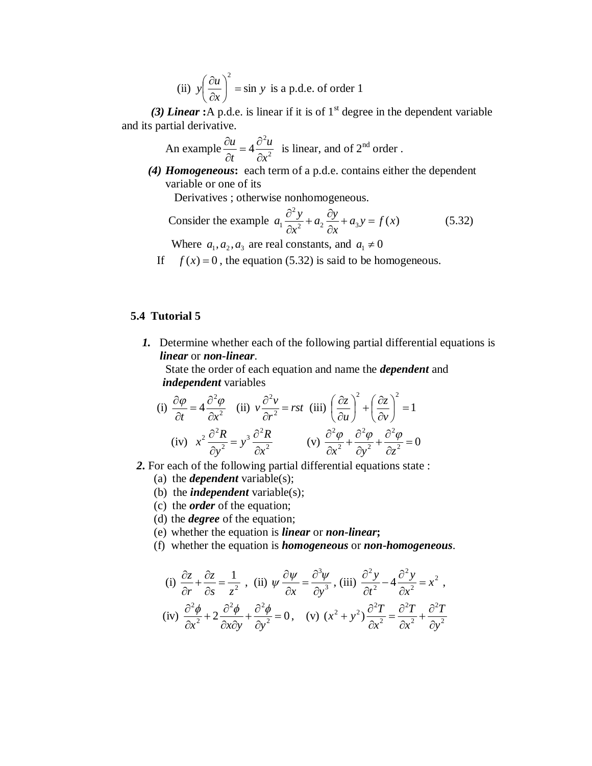(ii) $y\left(\dfrac{\partial u}{\partial x}\right)^2 = \sin y$ is a p.d.e. of order 1

***(3) Linear*** **:** A p.d.e. is linear if it is of 1st degree in the dependent variable and its partial derivative.

An example $\dfrac{\partial u}{\partial t} = 4\dfrac{\partial^2 u}{\partial x^2}$ is linear, and of 2nd order .

***(4) Homogeneous*****:** each term of a p.d.e. contains either the dependent variable or one of its Derivatives ; otherwise nonhomogeneous.

Consider the example

$$a_1\frac{\partial^2 y}{\partial x^2} + a_2\frac{\partial y}{\partial x} + a_3 y = f(x) \qquad (5.32)$$

Where $a_1, a_2, a_3$ are real constants, and $a_1 \neq 0$

If $f(x) = 0$ , the equation (5.32) is said to be homogeneous.

## 5.4 Tutorial 5

***1.*** Determine whether each of the following partial differential equations is ***linear*** or ***non-linear***.
State the order of each equation and name the ***dependent*** and ***independent*** variables

(i) $\dfrac{\partial \varphi}{\partial t} = 4\dfrac{\partial^2 \varphi}{\partial x^2}$ (ii) $v\dfrac{\partial^2 v}{\partial r^2} = rst$ (iii) $\left(\dfrac{\partial z}{\partial u}\right)^2 + \left(\dfrac{\partial z}{\partial v}\right)^2 = 1$

(iv) $x^2\dfrac{\partial^2 R}{\partial y^2} = y^3\dfrac{\partial^2 R}{\partial x^2}$ (v) $\dfrac{\partial^2 \varphi}{\partial x^2} + \dfrac{\partial^2 \varphi}{\partial y^2} + \dfrac{\partial^2 \varphi}{\partial z^2} = 0$

***2.*** For each of the following partial differential equations state :

(a) the ***dependent*** variable(s);
(b) the ***independent*** variable(s);
(c) the ***order*** of the equation;
(d) the ***degree*** of the equation;
(e) whether the equation is ***linear*** or ***non-linear*****;**
(f) whether the equation is ***homogeneous*** or ***non-homogeneous***.

(i) $\dfrac{\partial z}{\partial r} + \dfrac{\partial z}{\partial s} = \dfrac{1}{z^2}$ , (ii) $\psi\dfrac{\partial \psi}{\partial x} = \dfrac{\partial^3 \psi}{\partial y^3}$ , (iii) $\dfrac{\partial^2 y}{\partial t^2} - 4\dfrac{\partial^2 y}{\partial x^2} = x^2$ ,

(iv) $\dfrac{\partial^2 \phi}{\partial x^2} + 2\dfrac{\partial^2 \phi}{\partial x \partial y} + \dfrac{\partial^2 \phi}{\partial y^2} = 0$ , (v) $(x^2 + y^2)\dfrac{\partial^2 T}{\partial x^2} = \dfrac{\partial^2 T}{\partial x^2} + \dfrac{\partial^2 T}{\partial y^2}$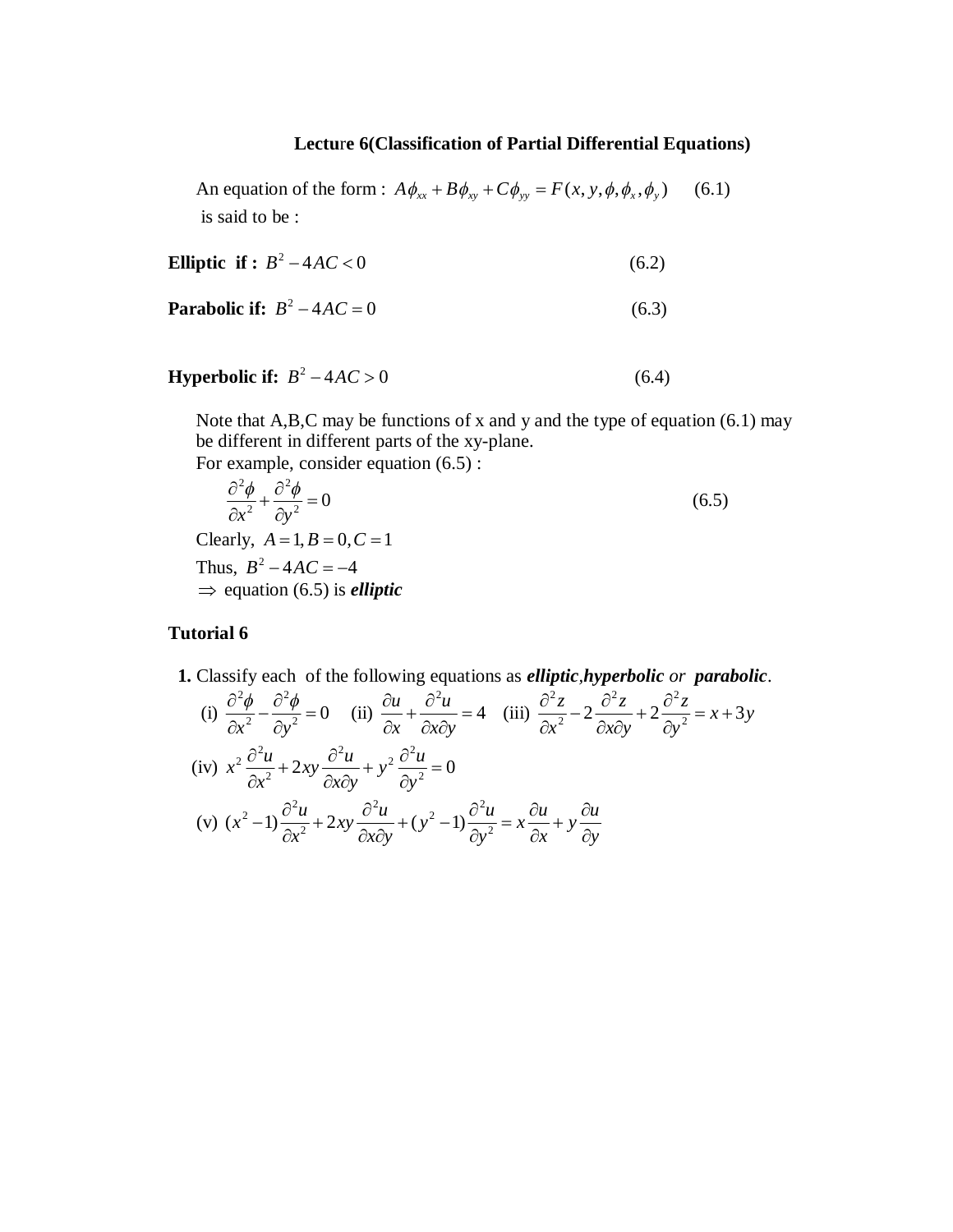## Lecture 6(Classification of Partial Differential Equations)

An equation of the form : $A\phi_{xx} + B\phi_{xy} + C\phi_{yy} = F(x, y, \phi, \phi_x, \phi_y)$ (6.1)
is said to be :

**Elliptic if :** $B^2 - 4AC < 0$ (6.2)

**Parabolic if:** $B^2 - 4AC = 0$ (6.3)

**Hyperbolic if:** $B^2 - 4AC > 0$ (6.4)

Note that A,B,C may be functions of x and y and the type of equation (6.1) may be different in different parts of the xy-plane.
For example, consider equation (6.5) :

$$\frac{\partial^2 \phi}{\partial x^2} + \frac{\partial^2 \phi}{\partial y^2} = 0 \qquad (6.5)$$

Clearly, $A = 1, B = 0, C = 1$

Thus, $B^2 - 4AC = -4$

$\Rightarrow$ equation (6.5) is ***elliptic***

### Tutorial 6

**1.** Classify each of the following equations as ***elliptic***,***hyperbolic*** *or* ***parabolic***.

(i) $\dfrac{\partial^2 \phi}{\partial x^2} - \dfrac{\partial^2 \phi}{\partial y^2} = 0$ (ii) $\dfrac{\partial u}{\partial x} + \dfrac{\partial^2 u}{\partial x \partial y} = 4$ (iii) $\dfrac{\partial^2 z}{\partial x^2} - 2\dfrac{\partial^2 z}{\partial x \partial y} + 2\dfrac{\partial^2 z}{\partial y^2} = x + 3y$

(iv) $x^2 \dfrac{\partial^2 u}{\partial x^2} + 2xy \dfrac{\partial^2 u}{\partial x \partial y} + y^2 \dfrac{\partial^2 u}{\partial y^2} = 0$

(v) $(x^2 - 1)\dfrac{\partial^2 u}{\partial x^2} + 2xy \dfrac{\partial^2 u}{\partial x \partial y} + (y^2 - 1)\dfrac{\partial^2 u}{\partial y^2} = x\dfrac{\partial u}{\partial x} + y\dfrac{\partial u}{\partial y}$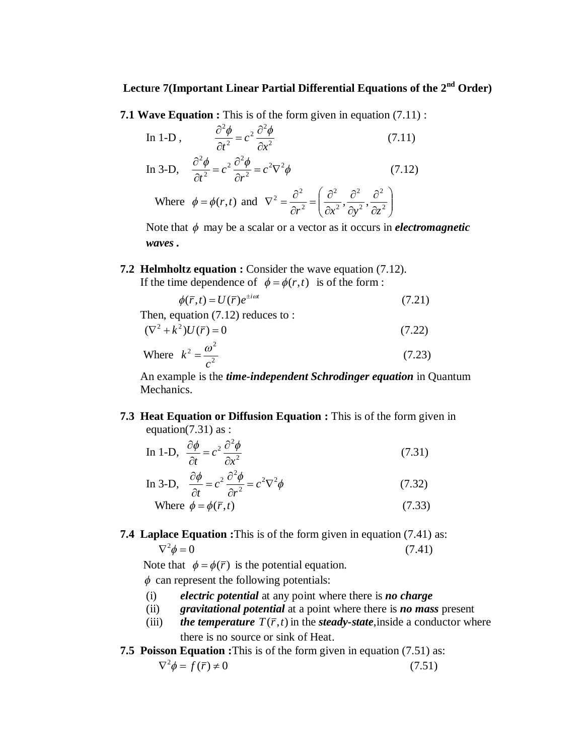## Lecture 7(Important Linear Partial Differential Equations of the 2nd Order)

**7.1 Wave Equation :** This is of the form given in equation (7.11) :

In 1-D ,
$$\frac{\partial^2 \phi}{\partial t^2} = c^2 \frac{\partial^2 \phi}{\partial x^2} \tag{7.11}$$

In 3-D,
$$\frac{\partial^2 \phi}{\partial t^2} = c^2 \frac{\partial^2 \phi}{\partial r^2} = c^2 \nabla^2 \phi \tag{7.12}$$

Where $\phi = \phi(r,t)$ and $\nabla^2 = \frac{\partial^2}{\partial r^2} = \left( \frac{\partial^2}{\partial x^2}, \frac{\partial^2}{\partial y^2}, \frac{\partial^2}{\partial z^2} \right)$

Note that $\phi$ may be a scalar or a vector as it occurs in ***electromagnetic waves*** **.**

**7.2 Helmholtz equation :** Consider the wave equation (7.12).
If the time dependence of $\phi = \phi(r,t)$ is of the form :

$$\phi(\bar{r},t) = U(\bar{r}) e^{\pm i\omega t} \tag{7.21}$$

Then, equation (7.12) reduces to :

$$(\nabla^2 + k^2) U(\bar{r}) = 0 \tag{7.22}$$

Where
$$k^2 = \frac{\omega^2}{c^2} \tag{7.23}$$

An example is the ***time-independent Schrodinger equation*** in Quantum Mechanics.

**7.3 Heat Equation or Diffusion Equation :** This is of the form given in equation(7.31) as :

In 1-D,
$$\frac{\partial \phi}{\partial t} = c^2 \frac{\partial^2 \phi}{\partial x^2} \tag{7.31}$$

In 3-D,
$$\frac{\partial \phi}{\partial t} = c^2 \frac{\partial^2 \phi}{\partial r^2} = c^2 \nabla^2 \phi \tag{7.32}$$

Where
$$\phi = \phi(\bar{r},t) \tag{7.33}$$

**7.4 Laplace Equation :**This is of the form given in equation (7.41) as:

$$\nabla^2 \phi = 0 \tag{7.41}$$

Note that $\phi = \phi(\bar{r})$ is the potential equation.

$\phi$ can represent the following potentials:

(i) ***electric potential*** at any point where there is ***no charge***
(ii) ***gravitational potential*** at a point where there is ***no mass*** present
(iii) ***the temperature*** $T(\bar{r},t)$ in the ***steady-state***,inside a conductor where there is no source or sink of Heat.

**7.5 Poisson Equation :**This is of the form given in equation (7.51) as:

$$\nabla^2 \phi = f(\bar{r}) \neq 0 \tag{7.51}$$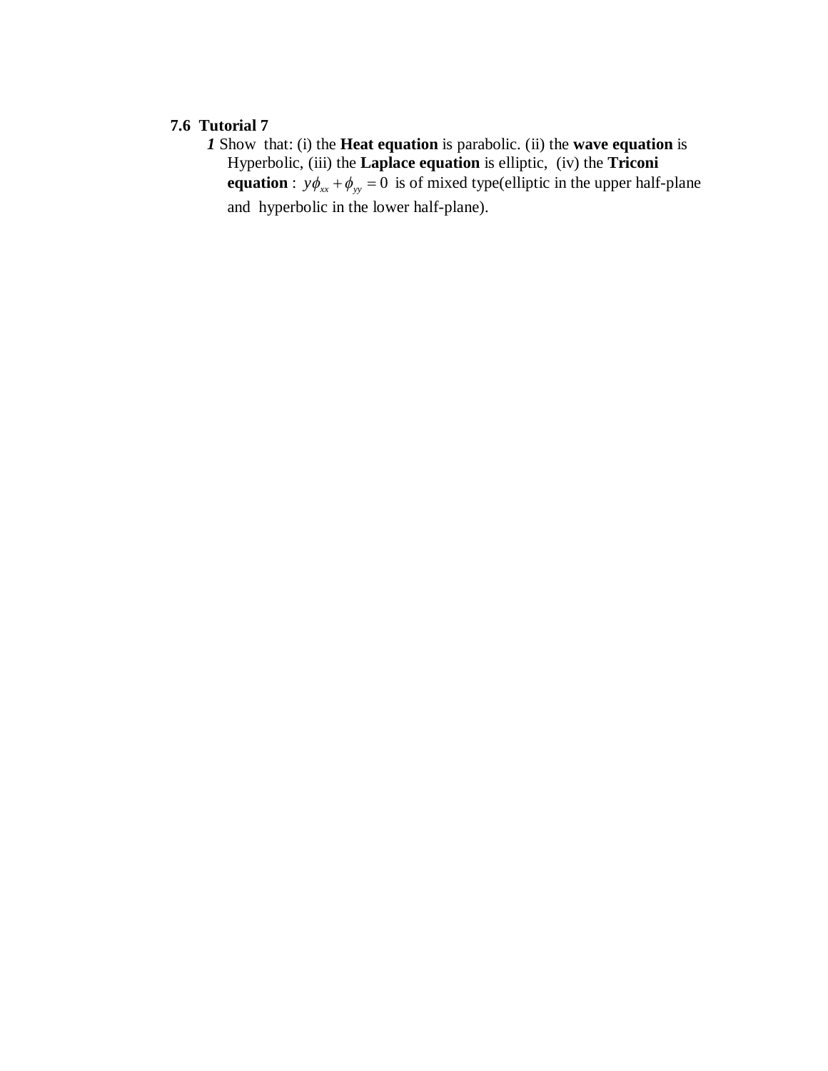### 7.6 Tutorial 7

***1*** Show that: (i) the **Heat equation** is parabolic. (ii) the **wave equation** is Hyperbolic, (iii) the **Laplace equation** is elliptic, (iv) the **Triconi equation** : $y\phi_{xx} + \phi_{yy} = 0$ is of mixed type(elliptic in the upper half-plane and hyperbolic in the lower half-plane).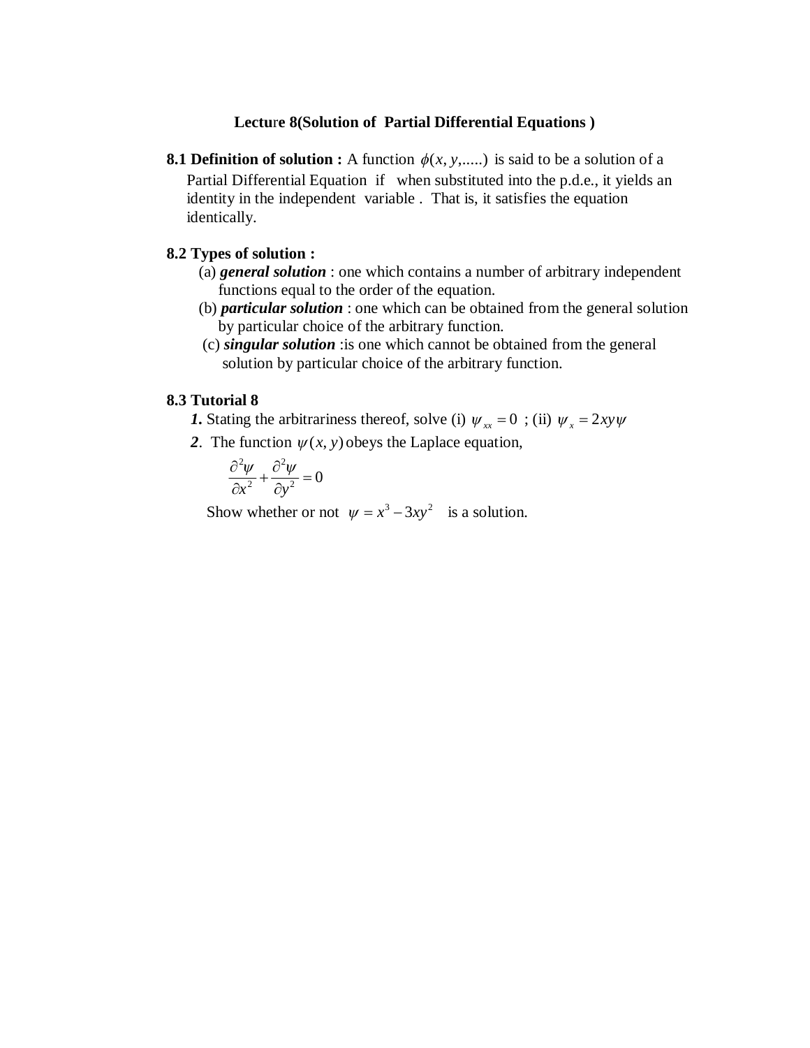# Lecture 8(Solution of Partial Differential Equations )

**8.1 Definition of solution :** A function $\phi(x, y, .....)$ is said to be a solution of a Partial Differential Equation if when substituted into the p.d.e., it yields an identity in the independent variable . That is, it satisfies the equation identically.

**8.2 Types of solution :**

(a) ***general solution*** : one which contains a number of arbitrary independent functions equal to the order of the equation.

(b) ***particular solution*** : one which can be obtained from the general solution by particular choice of the arbitrary function.

(c) ***singular solution*** :is one which cannot be obtained from the general solution by particular choice of the arbitrary function.

**8.3 Tutorial 8**

***1.*** Stating the arbitrariness thereof, solve (i) $\psi_{xx} = 0$ ; (ii) $\psi_x = 2xy\psi$

***2***. The function $\psi(x, y)$ obeys the Laplace equation,

$$\frac{\partial^2 \psi}{\partial x^2} + \frac{\partial^2 \psi}{\partial y^2} = 0$$

Show whether or not $\psi = x^3 - 3xy^2$ is a solution.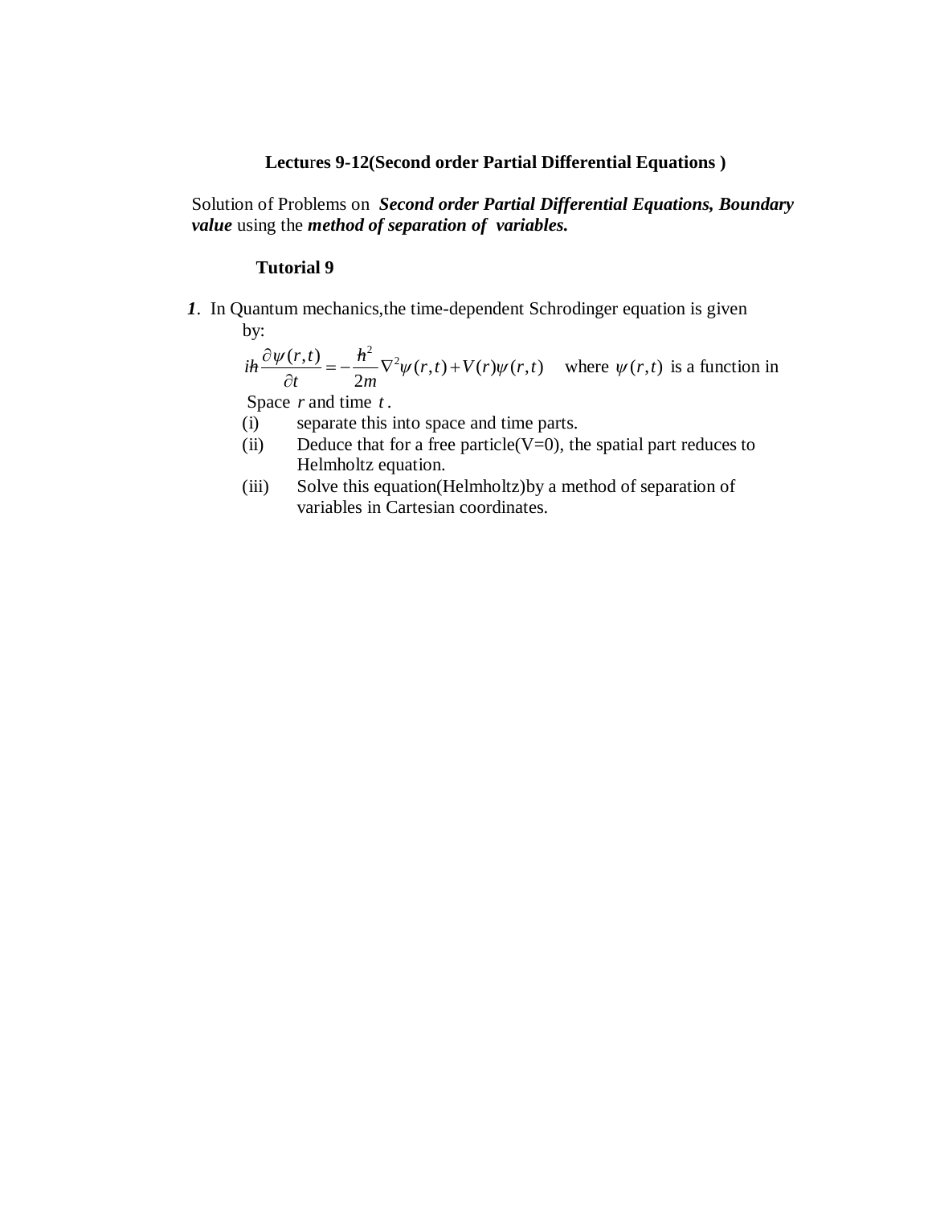**Lectures 9-12(Second order Partial Differential Equations )**

Solution of Problems on ***Second order Partial Differential Equations, Boundary value*** using the ***method of separation of variables.***

**Tutorial 9**

***1***. In Quantum mechanics,the time-dependent Schrodinger equation is given by:

$$i\hbar\frac{\partial\psi(r,t)}{\partial t} = -\frac{\hbar^2}{2m}\nabla^2\psi(r,t) + V(r)\psi(r,t)$$

where $\psi(r,t)$ is a function in Space $r$ and time $t$.

(i) separate this into space and time parts.

(ii) Deduce that for a free particle(V=0), the spatial part reduces to Helmholtz equation.

(iii) Solve this equation(Helmholtz)by a method of separation of variables in Cartesian coordinates.